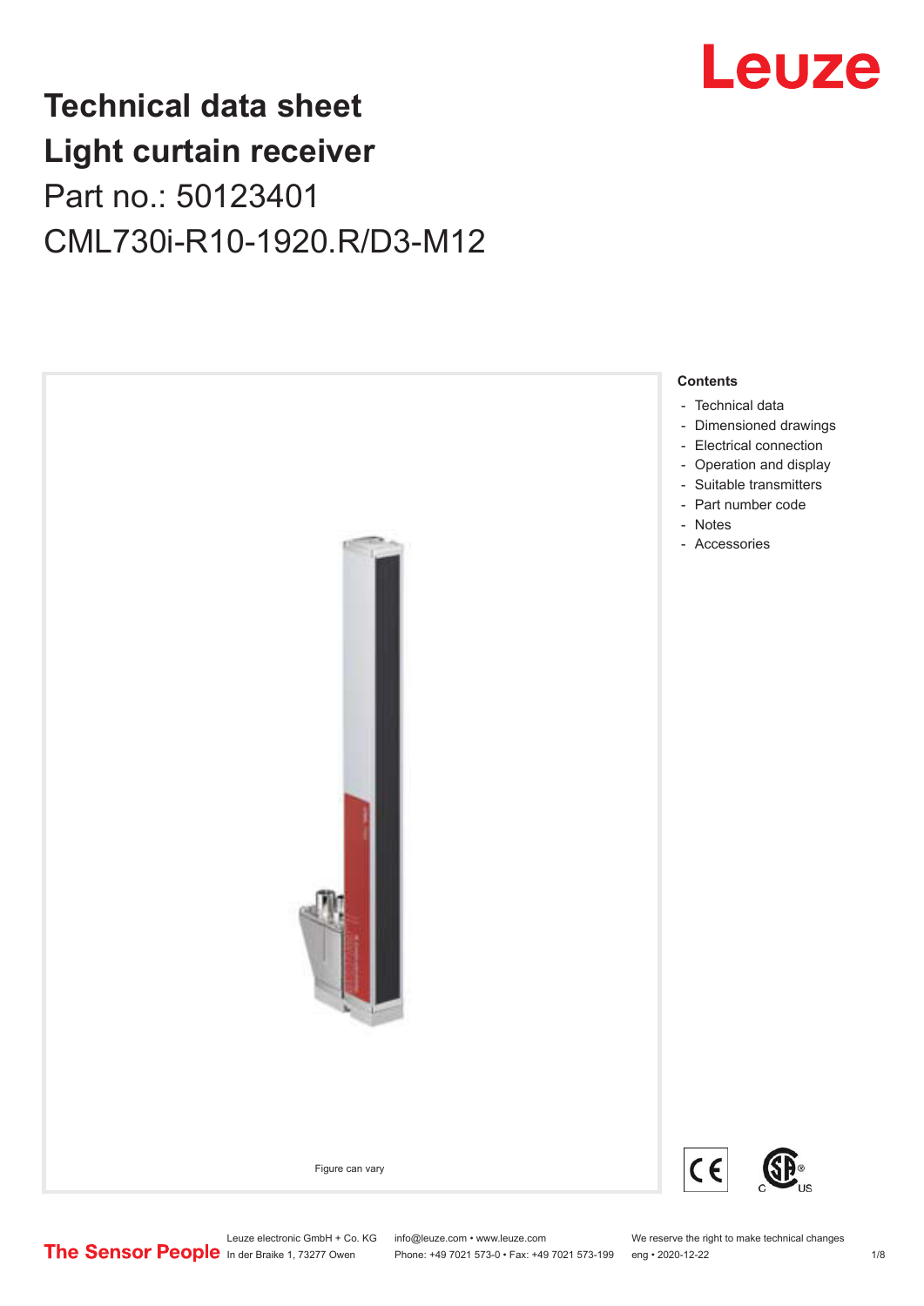# Technical data sheet
# Light curtain receiver

Part no.: 50123401

CML730i-R10-1920.R/D3-M12

Figure can vary

**Contents**

- Technical data
- Dimensioned drawings
- Electrical connection
- Operation and display
- Suitable transmitters
- Part number code
- Notes
- Accessories

Leuze electronic GmbH + Co. KG
In der Braike 1, 73277 Owen

info@leuze.com • www.leuze.com
Phone: +49 7021 573-0 • Fax: +49 7021 573-199

We reserve the right to make technical changes
eng • 2020-12-22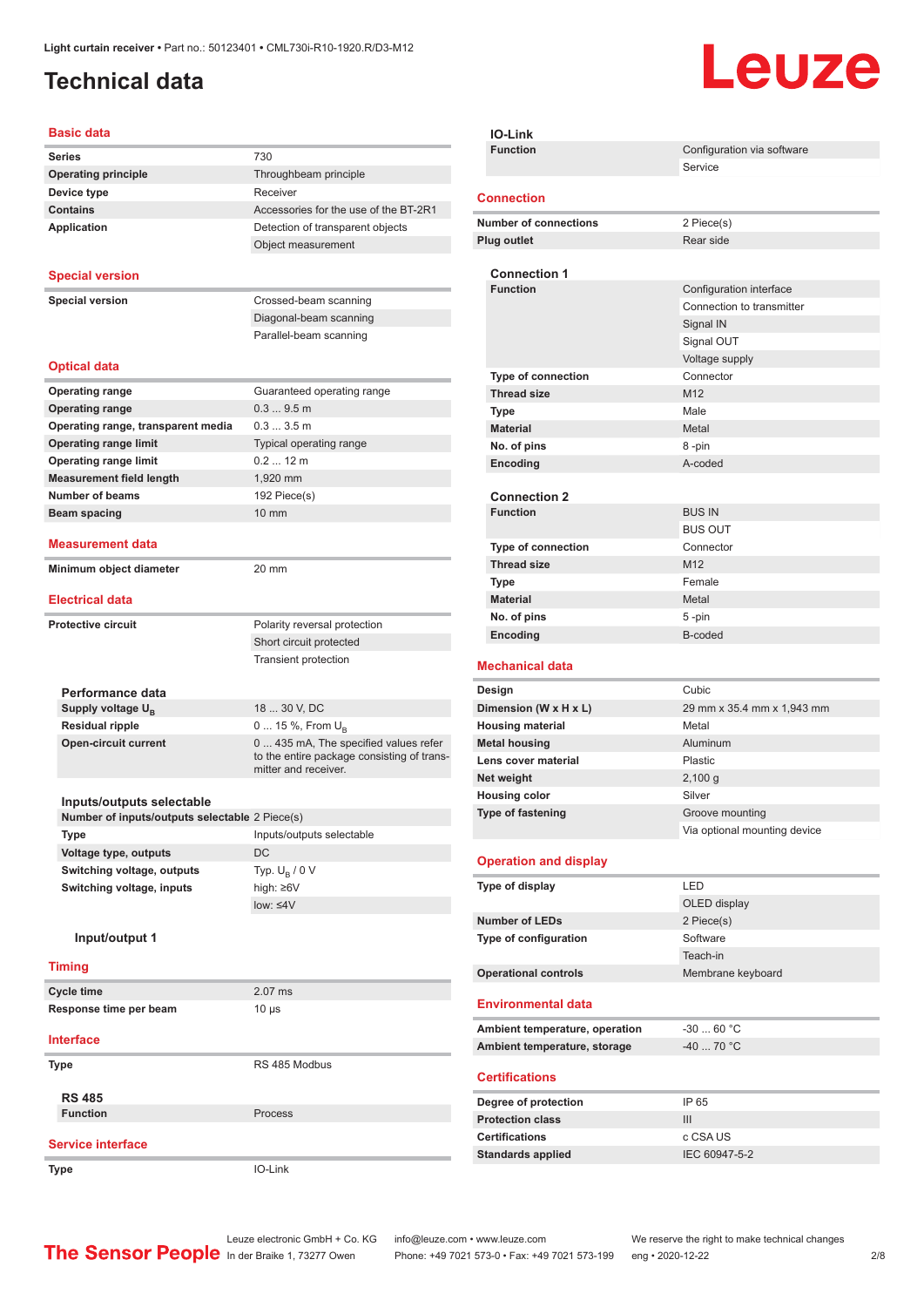Light curtain receiver • Part no.: 50123401 • CML730i-R10-1920.R/D3-M12

# Technical data

## Basic data

| | |
|---|---|
| **Series** | 730 |
| **Operating principle** | Throughbeam principle |
| **Device type** | Receiver |
| **Contains** | Accessories for the use of the BT-2R1 |
| **Application** | Detection of transparent objects |
| | Object measurement |

## Special version

| | |
|---|---|
| **Special version** | Crossed-beam scanning |
| | Diagonal-beam scanning |
| | Parallel-beam scanning |

## Optical data

| | |
|---|---|
| **Operating range** | Guaranteed operating range |
| **Operating range** | 0.3 ... 9.5 m |
| **Operating range, transparent media** | 0.3 ... 3.5 m |
| **Operating range limit** | Typical operating range |
| **Operating range limit** | 0.2 ... 12 m |
| **Measurement field length** | 1,920 mm |
| **Number of beams** | 192 Piece(s) |
| **Beam spacing** | 10 mm |

## Measurement data

| | |
|---|---|
| **Minimum object diameter** | 20 mm |

## Electrical data

| | |
|---|---|
| **Protective circuit** | Polarity reversal protection |
| | Short circuit protected |
| | Transient protection |

### Performance data

| | |
|---|---|
| **Supply voltage $U_B$** | 18 ... 30 V, DC |
| **Residual ripple** | 0 ... 15 %, From $U_B$ |
| **Open-circuit current** | 0 ... 435 mA, The specified values refer to the entire package consisting of transmitter and receiver. |

### Inputs/outputs selectable

| | |
|---|---|
| **Number of inputs/outputs selectable** | 2 Piece(s) |
| **Type** | Inputs/outputs selectable |
| **Voltage type, outputs** | DC |
| **Switching voltage, outputs** | Typ. $U_B$ / 0 V |
| **Switching voltage, inputs** | high: ≥6V |
| | low: ≤4V |

#### Input/output 1

## Timing

| | |
|---|---|
| **Cycle time** | 2.07 ms |
| **Response time per beam** | 10 µs |

## Interface

| | |
|---|---|
| **Type** | RS 485 Modbus |

### RS 485

| | |
|---|---|
| **Function** | Process |

## Service interface

| | |
|---|---|
| **Type** | IO-Link |

### IO-Link

| | |
|---|---|
| **Function** | Configuration via software |
| | Service |

## Connection

| | |
|---|---|
| **Number of connections** | 2 Piece(s) |
| **Plug outlet** | Rear side |

### Connection 1

| | |
|---|---|
| **Function** | Configuration interface |
| | Connection to transmitter |
| | Signal IN |
| | Signal OUT |
| | Voltage supply |
| **Type of connection** | Connector |
| **Thread size** | M12 |
| **Type** | Male |
| **Material** | Metal |
| **No. of pins** | 8 -pin |
| **Encoding** | A-coded |

### Connection 2

| | |
|---|---|
| **Function** | BUS IN |
| | BUS OUT |
| **Type of connection** | Connector |
| **Thread size** | M12 |
| **Type** | Female |
| **Material** | Metal |
| **No. of pins** | 5 -pin |
| **Encoding** | B-coded |

## Mechanical data

| | |
|---|---|
| **Design** | Cubic |
| **Dimension (W x H x L)** | 29 mm x 35.4 mm x 1,943 mm |
| **Housing material** | Metal |
| **Metal housing** | Aluminum |
| **Lens cover material** | Plastic |
| **Net weight** | 2,100 g |
| **Housing color** | Silver |
| **Type of fastening** | Groove mounting |
| | Via optional mounting device |

## Operation and display

| | |
|---|---|
| **Type of display** | LED |
| | OLED display |
| **Number of LEDs** | 2 Piece(s) |
| **Type of configuration** | Software |
| | Teach-in |
| **Operational controls** | Membrane keyboard |

## Environmental data

| | |
|---|---|
| **Ambient temperature, operation** | -30 ... 60 °C |
| **Ambient temperature, storage** | -40 ... 70 °C |

## Certifications

| | |
|---|---|
| **Degree of protection** | IP 65 |
| **Protection class** | III |
| **Certifications** | c CSA US |
| **Standards applied** | IEC 60947-5-2 |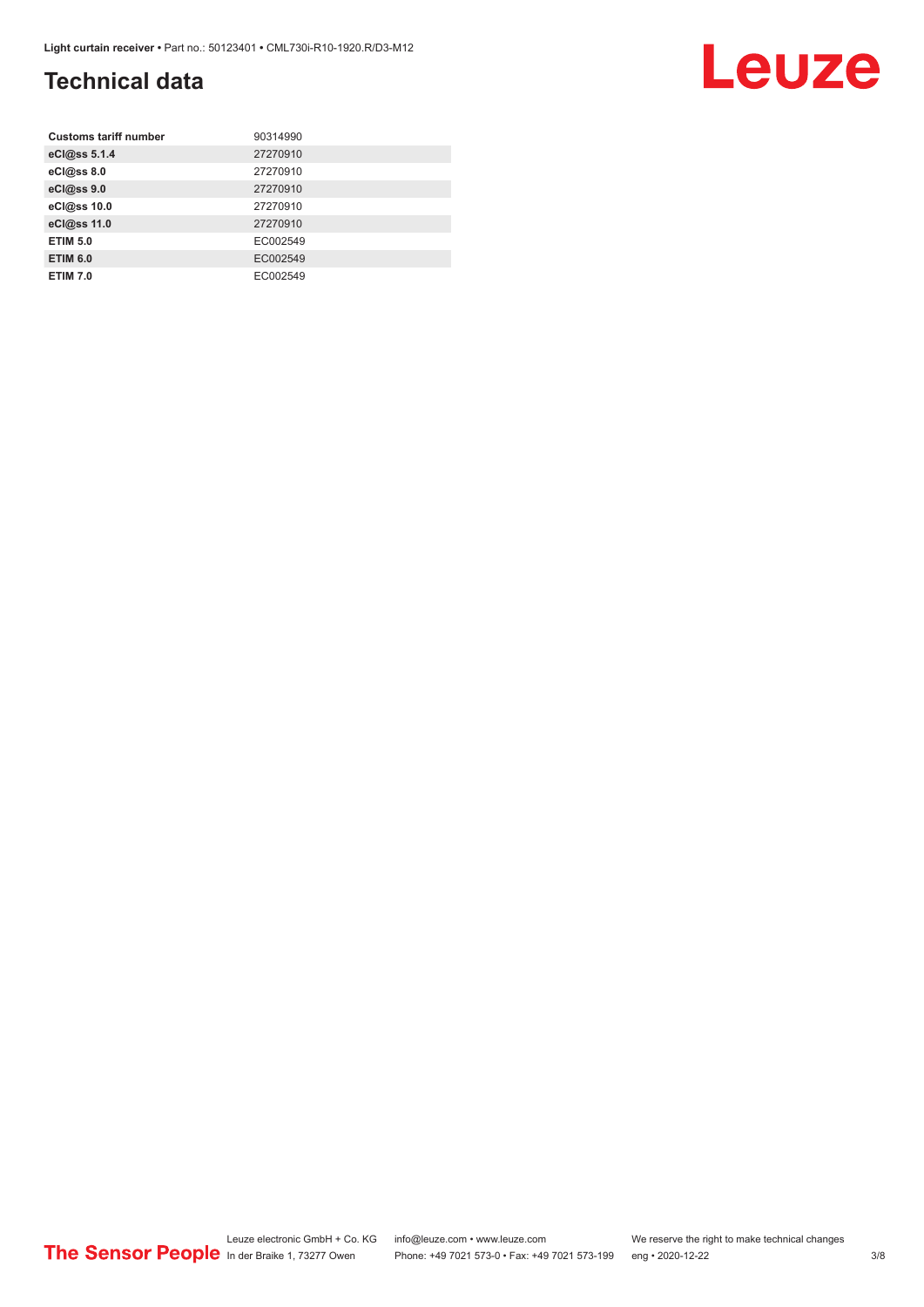## Technical data

| | |
|---|---|
| **Customs tariff number** | 90314990 |
| **eCl@ss 5.1.4** | 27270910 |
| **eCl@ss 8.0** | 27270910 |
| **eCl@ss 9.0** | 27270910 |
| **eCl@ss 10.0** | 27270910 |
| **eCl@ss 11.0** | 27270910 |
| **ETIM 5.0** | EC002549 |
| **ETIM 6.0** | EC002549 |
| **ETIM 7.0** | EC002549 |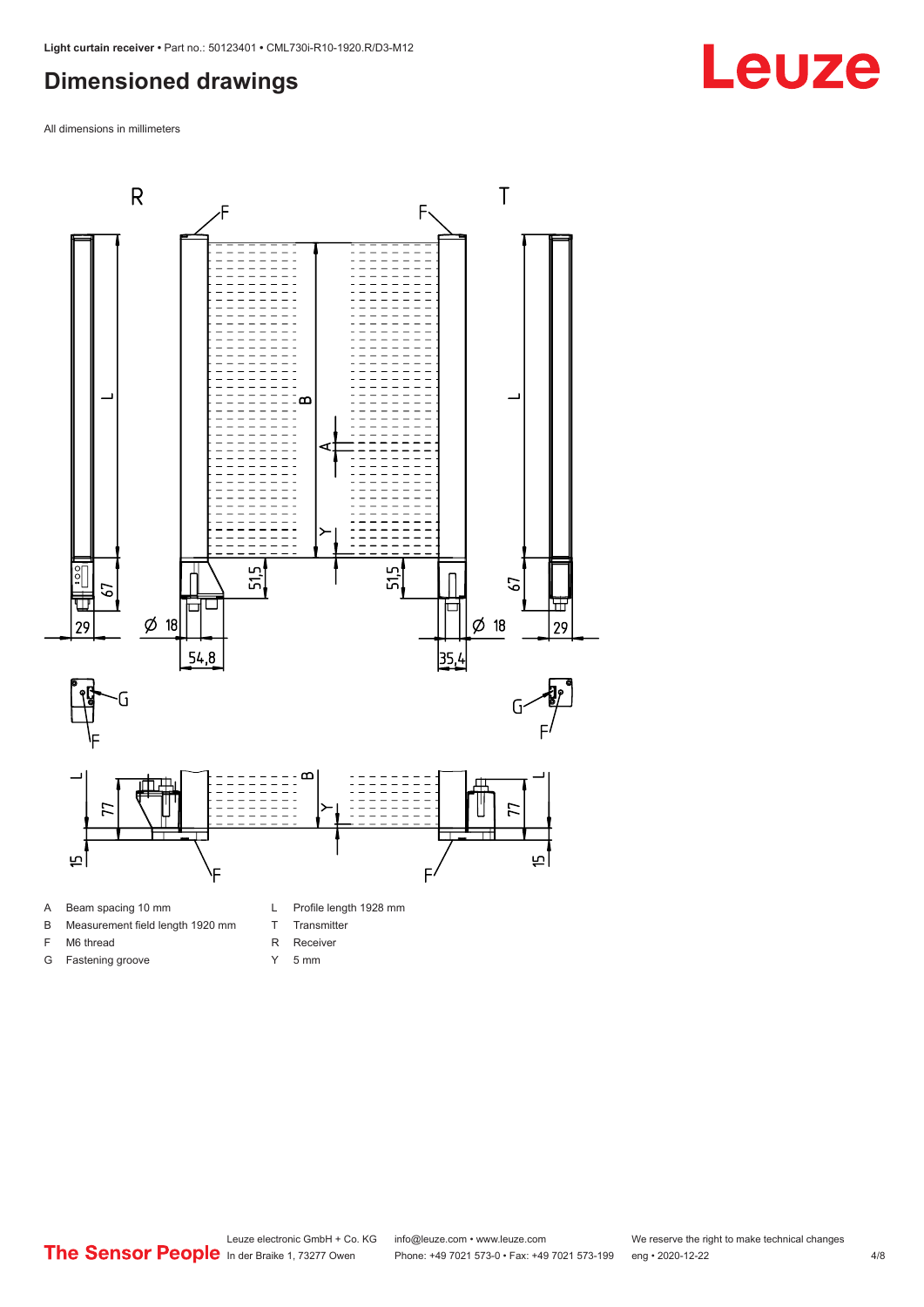## Dimensioned drawings

All dimensions in millimeters

A Beam spacing 10 mm
B Measurement field length 1920 mm
F M6 thread
G Fastening groove
L Profile length 1928 mm
T Transmitter
R Receiver
Y 5 mm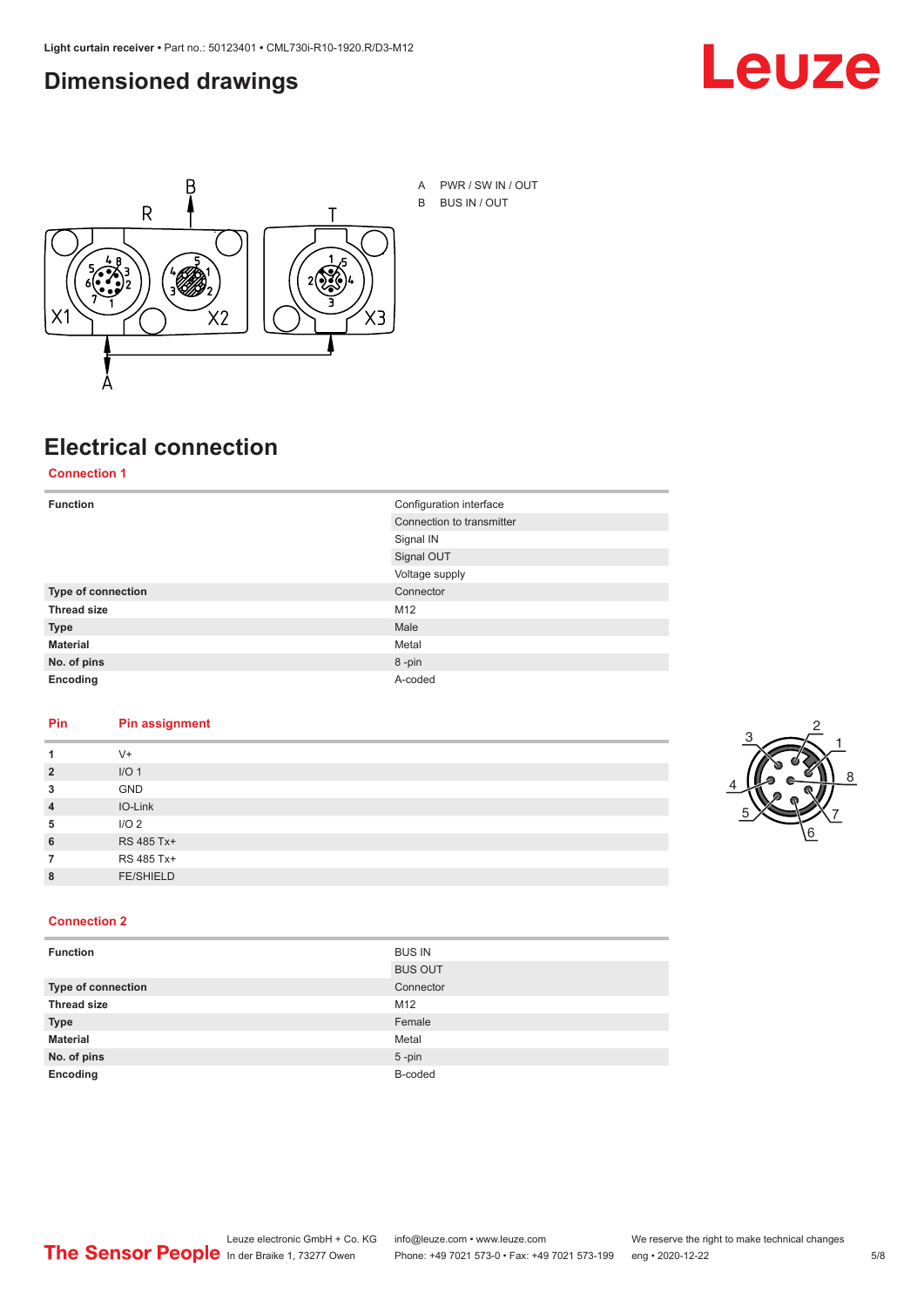## Dimensioned drawings

A PWR / SW IN / OUT
B BUS IN / OUT

## Electrical connection

### Connection 1

| Function | Configuration interface |
|---|---|
| | Connection to transmitter |
| | Signal IN |
| | Signal OUT |
| | Voltage supply |
| **Type of connection** | Connector |
| **Thread size** | M12 |
| **Type** | Male |
| **Material** | Metal |
| **No. of pins** | 8 -pin |
| **Encoding** | A-coded |

| Pin | Pin assignment |
|---|---|
| **1** | V+ |
| **2** | I/O 1 |
| **3** | GND |
| **4** | IO-Link |
| **5** | I/O 2 |
| **6** | RS 485 Tx+ |
| **7** | RS 485 Tx+ |
| **8** | FE/SHIELD |

### Connection 2

| Function | BUS IN |
|---|---|
| | BUS OUT |
| **Type of connection** | Connector |
| **Thread size** | M12 |
| **Type** | Female |
| **Material** | Metal |
| **No. of pins** | 5 -pin |
| **Encoding** | B-coded |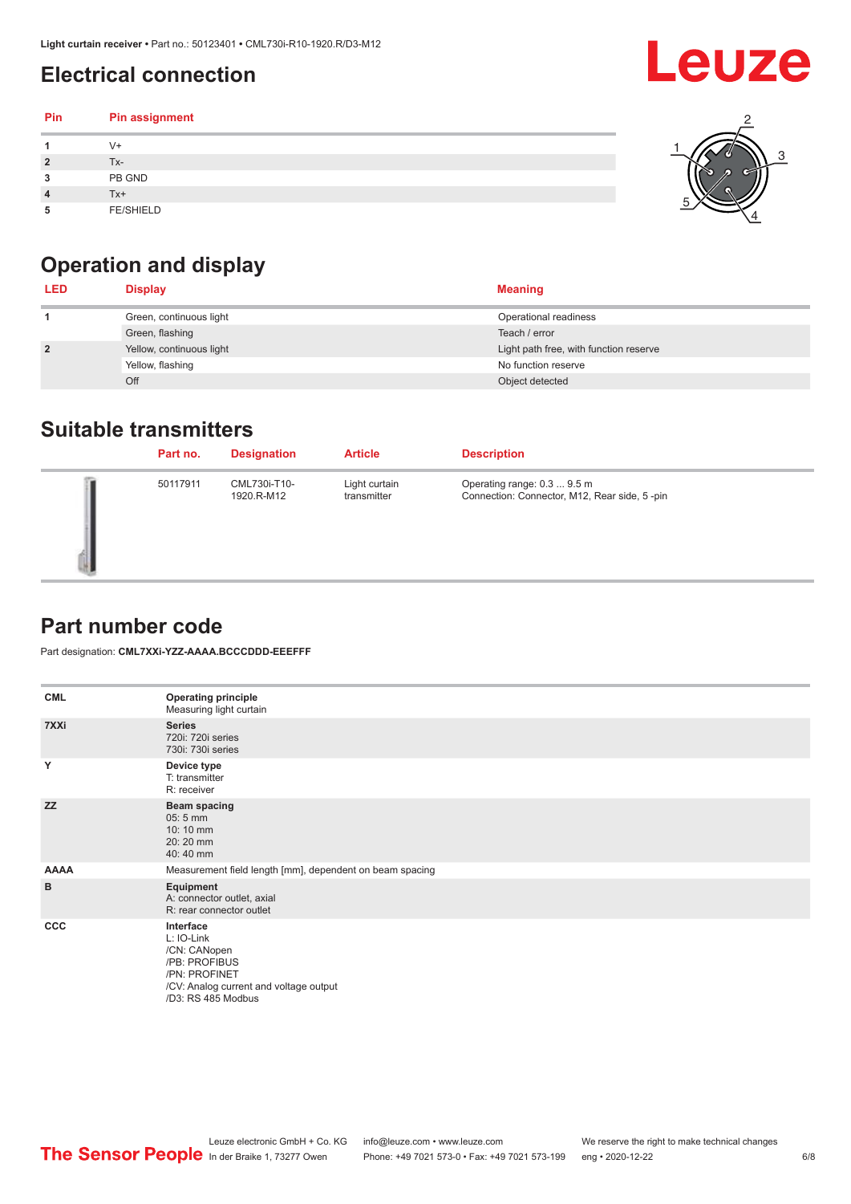# Electrical connection

| Pin | Pin assignment |
|---|---|
| 1 | V+ |
| 2 | Tx- |
| 3 | PB GND |
| 4 | Tx+ |
| 5 | FE/SHIELD |

# Operation and display

| LED | Display | Meaning |
|---|---|---|
| 1 | Green, continuous light | Operational readiness |
| | Green, flashing | Teach / error |
| 2 | Yellow, continuous light | Light path free, with function reserve |
| | Yellow, flashing | No function reserve |
| | Off | Object detected |

# Suitable transmitters

| Part no. | Designation | Article | Description |
|---|---|---|---|
| 50117911 | CML730i-T10-1920.R-M12 | Light curtain transmitter | Operating range: 0.3 ... 9.5 m<br>Connection: Connector, M12, Rear side, 5 -pin |

# Part number code

Part designation: **CML7XXi-YZZ-AAAA.BCCCDDD-EEEFFF**

| | |
|---|---|
| **CML** | **Operating principle**<br>Measuring light curtain |
| **7XXi** | **Series**<br>720i: 720i series<br>730i: 730i series |
| **Y** | **Device type**<br>T: transmitter<br>R: receiver |
| **ZZ** | **Beam spacing**<br>05: 5 mm<br>10: 10 mm<br>20: 20 mm<br>40: 40 mm |
| **AAAA** | Measurement field length [mm], dependent on beam spacing |
| **B** | **Equipment**<br>A: connector outlet, axial<br>R: rear connector outlet |
| **CCC** | **Interface**<br>L: IO-Link<br>/CN: CANopen<br>/PB: PROFIBUS<br>/PN: PROFINET<br>/CV: Analog current and voltage output<br>/D3: RS 485 Modbus |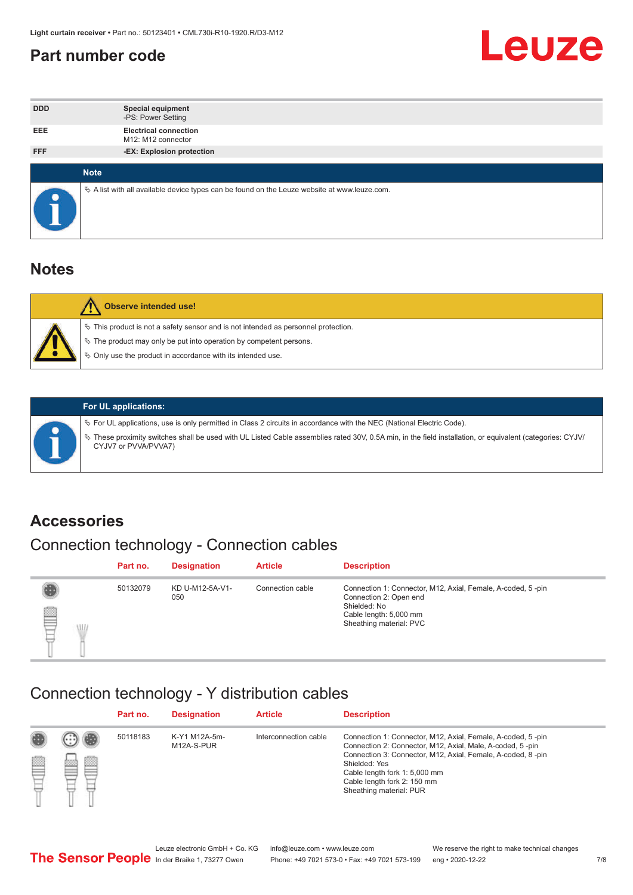# Part number code

| DDD | **Special equipment**<br>-PS: Power Setting |
|---|---|
| EEE | **Electrical connection**<br>M12: M12 connector |
| FFF | **-EX: Explosion protection** |

**Note**

- A list with all available device types can be found on the Leuze website at www.leuze.com.

# Notes

**Observe intended use!**

- This product is not a safety sensor and is not intended as personnel protection.
- The product may only be put into operation by competent persons.
- Only use the product in accordance with its intended use.

**For UL applications:**

- For UL applications, use is only permitted in Class 2 circuits in accordance with the NEC (National Electric Code).
- These proximity switches shall be used with UL Listed Cable assemblies rated 30V, 0.5A min, in the field installation, or equivalent (categories: CYJV/CYJV7 or PVVA/PVVA7)

# Accessories

## Connection technology - Connection cables

| Part no. | Designation | Article | Description |
|---|---|---|---|
| 50132079 | KD U-M12-5A-V1-050 | Connection cable | Connection 1: Connector, M12, Axial, Female, A-coded, 5 -pin<br>Connection 2: Open end<br>Shielded: No<br>Cable length: 5,000 mm<br>Sheathing material: PVC |

## Connection technology - Y distribution cables

| Part no. | Designation | Article | Description |
|---|---|---|---|
| 50118183 | K-Y1 M12A-5m-M12A-S-PUR | Interconnection cable | Connection 1: Connector, M12, Axial, Female, A-coded, 5 -pin<br>Connection 2: Connector, M12, Axial, Male, A-coded, 5 -pin<br>Connection 3: Connector, M12, Axial, Female, A-coded, 8 -pin<br>Shielded: Yes<br>Cable length fork 1: 5,000 mm<br>Cable length fork 2: 150 mm<br>Sheathing material: PUR |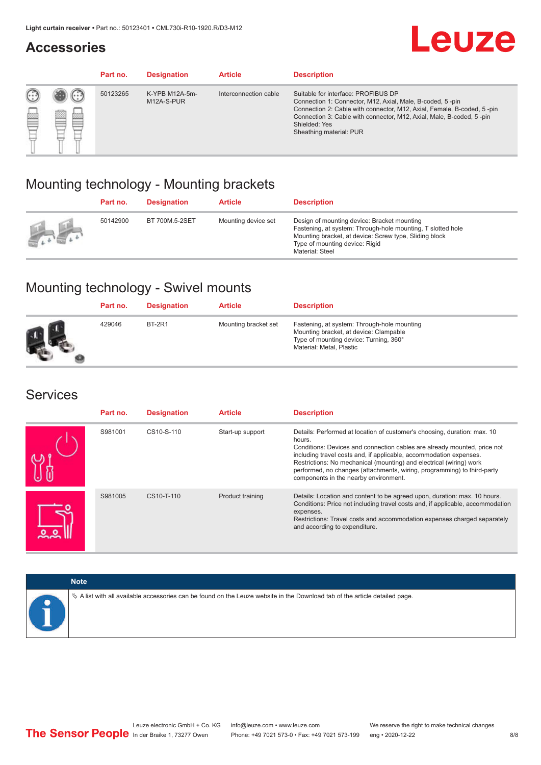## Accessories

| Part no. | Designation | Article | Description |
|---|---|---|---|
| 50123265 | K-YPB M12A-5m-M12A-S-PUR | Interconnection cable | Suitable for interface: PROFIBUS DP<br>Connection 1: Connector, M12, Axial, Male, B-coded, 5 -pin<br>Connection 2: Cable with connector, M12, Axial, Female, B-coded, 5 -pin<br>Connection 3: Cable with connector, M12, Axial, Male, B-coded, 5 -pin<br>Shielded: Yes<br>Sheathing material: PUR |

## Mounting technology - Mounting brackets

| Part no. | Designation | Article | Description |
|---|---|---|---|
| 50142900 | BT 700M.5-2SET | Mounting device set | Design of mounting device: Bracket mounting<br>Fastening, at system: Through-hole mounting, T slotted hole<br>Mounting bracket, at device: Screw type, Sliding block<br>Type of mounting device: Rigid<br>Material: Steel |

## Mounting technology - Swivel mounts

| Part no. | Designation | Article | Description |
|---|---|---|---|
| 429046 | BT-2R1 | Mounting bracket set | Fastening, at system: Through-hole mounting<br>Mounting bracket, at device: Clampable<br>Type of mounting device: Turning, 360°<br>Material: Metal, Plastic |

## Services

| Part no. | Designation | Article | Description |
|---|---|---|---|
| S981001 | CS10-S-110 | Start-up support | Details: Performed at location of customer's choosing, duration: max. 10 hours.<br>Conditions: Devices and connection cables are already mounted, price not including travel costs and, if applicable, accommodation expenses.<br>Restrictions: No mechanical (mounting) and electrical (wiring) work performed, no changes (attachments, wiring, programming) to third-party components in the nearby environment. |
| S981005 | CS10-T-110 | Product training | Details: Location and content to be agreed upon, duration: max. 10 hours.<br>Conditions: Price not including travel costs and, if applicable, accommodation expenses.<br>Restrictions: Travel costs and accommodation expenses charged separately and according to expenditure. |

**Note**

A list with all available accessories can be found on the Leuze website in the Download tab of the article detailed page.